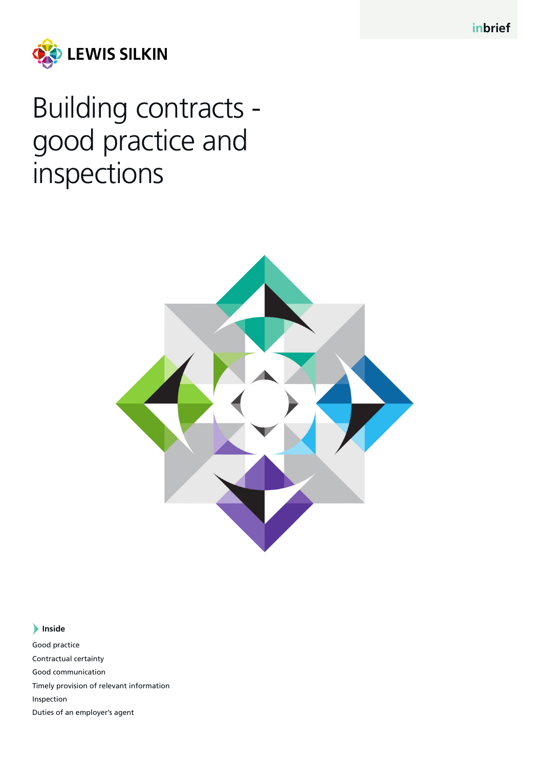inbrief

LEWIS SILKIN

# Building contracts - good practice and inspections

**Inside**

Good practice

Contractual certainty

Good communication

Timely provision of relevant information

Inspection

Duties of an employer's agent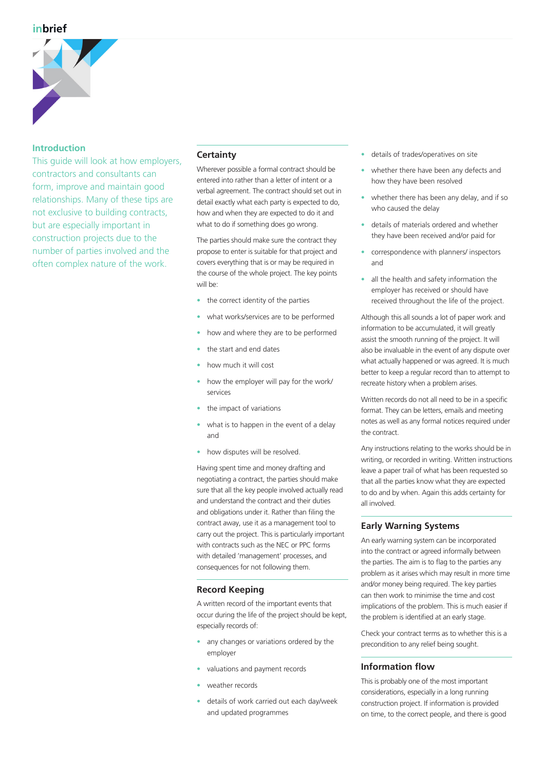## Introduction

This guide will look at how employers, contractors and consultants can form, improve and maintain good relationships. Many of these tips are not exclusive to building contracts, but are especially important in construction projects due to the number of parties involved and the often complex nature of the work.

## Certainty

Wherever possible a formal contract should be entered into rather than a letter of intent or a verbal agreement. The contract should set out in detail exactly what each party is expected to do, how and when they are expected to do it and what to do if something does go wrong.

The parties should make sure the contract they propose to enter is suitable for that project and covers everything that is or may be required in the course of the whole project. The key points will be:

- the correct identity of the parties
- what works/services are to be performed
- how and where they are to be performed
- the start and end dates
- how much it will cost
- how the employer will pay for the work/ services
- the impact of variations
- what is to happen in the event of a delay and
- how disputes will be resolved.

Having spent time and money drafting and negotiating a contract, the parties should make sure that all the key people involved actually read and understand the contract and their duties and obligations under it. Rather than filing the contract away, use it as a management tool to carry out the project. This is particularly important with contracts such as the NEC or PPC forms with detailed 'management' processes, and consequences for not following them.

## Record Keeping

A written record of the important events that occur during the life of the project should be kept, especially records of:

- any changes or variations ordered by the employer
- valuations and payment records
- weather records
- details of work carried out each day/week and updated programmes
- details of trades/operatives on site
- whether there have been any defects and how they have been resolved
- whether there has been any delay, and if so who caused the delay
- details of materials ordered and whether they have been received and/or paid for
- correspondence with planners/ inspectors and
- all the health and safety information the employer has received or should have received throughout the life of the project.

Although this all sounds a lot of paper work and information to be accumulated, it will greatly assist the smooth running of the project. It will also be invaluable in the event of any dispute over what actually happened or was agreed. It is much better to keep a regular record than to attempt to recreate history when a problem arises.

Written records do not all need to be in a specific format. They can be letters, emails and meeting notes as well as any formal notices required under the contract.

Any instructions relating to the works should be in writing, or recorded in writing. Written instructions leave a paper trail of what has been requested so that all the parties know what they are expected to do and by when. Again this adds certainty for all involved.

## Early Warning Systems

An early warning system can be incorporated into the contract or agreed informally between the parties. The aim is to flag to the parties any problem as it arises which may result in more time and/or money being required. The key parties can then work to minimise the time and cost implications of the problem. This is much easier if the problem is identified at an early stage.

Check your contract terms as to whether this is a precondition to any relief being sought.

## Information flow

This is probably one of the most important considerations, especially in a long running construction project. If information is provided on time, to the correct people, and there is good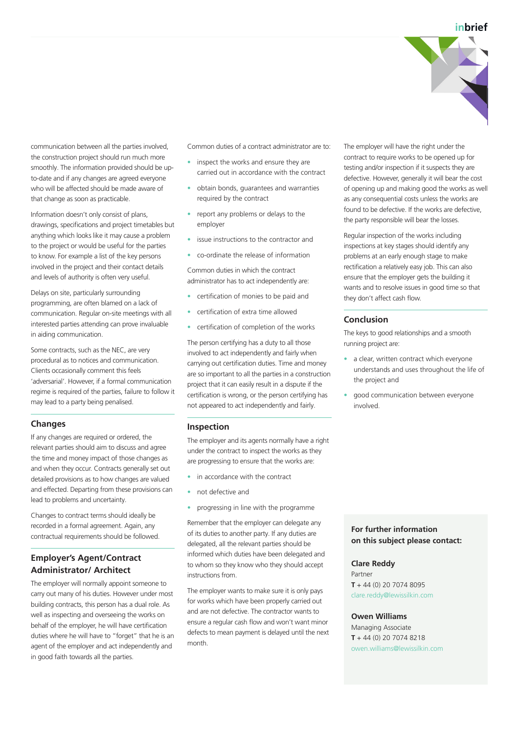communication between all the parties involved, the construction project should run much more smoothly. The information provided should be up-to-date and if any changes are agreed everyone who will be affected should be made aware of that change as soon as practicable.

Information doesn't only consist of plans, drawings, specifications and project timetables but anything which looks like it may cause a problem to the project or would be useful for the parties to know. For example a list of the key persons involved in the project and their contact details and levels of authority is often very useful.

Delays on site, particularly surrounding programming, are often blamed on a lack of communication. Regular on-site meetings with all interested parties attending can prove invaluable in aiding communication.

Some contracts, such as the NEC, are very procedural as to notices and communication. Clients occasionally comment this feels 'adversarial'. However, if a formal communication regime is required of the parties, failure to follow it may lead to a party being penalised.

## Changes

If any changes are required or ordered, the relevant parties should aim to discuss and agree the time and money impact of those changes as and when they occur. Contracts generally set out detailed provisions as to how changes are valued and effected. Departing from these provisions can lead to problems and uncertainty.

Changes to contract terms should ideally be recorded in a formal agreement. Again, any contractual requirements should be followed.

## Employer's Agent/Contract Administrator/ Architect

The employer will normally appoint someone to carry out many of his duties. However under most building contracts, this person has a dual role. As well as inspecting and overseeing the works on behalf of the employer, he will have certification duties where he will have to "forget" that he is an agent of the employer and act independently and in good faith towards all the parties.

Common duties of a contract administrator are to:

- inspect the works and ensure they are carried out in accordance with the contract
- obtain bonds, guarantees and warranties required by the contract
- report any problems or delays to the employer
- issue instructions to the contractor and
- co-ordinate the release of information

Common duties in which the contract administrator has to act independently are:

- certification of monies to be paid and
- certification of extra time allowed
- certification of completion of the works

The person certifying has a duty to all those involved to act independently and fairly when carrying out certification duties. Time and money are so important to all the parties in a construction project that it can easily result in a dispute if the certification is wrong, or the person certifying has not appeared to act independently and fairly.

## Inspection

The employer and its agents normally have a right under the contract to inspect the works as they are progressing to ensure that the works are:

- in accordance with the contract
- not defective and
- progressing in line with the programme

Remember that the employer can delegate any of its duties to another party. If any duties are delegated, all the relevant parties should be informed which duties have been delegated and to whom so they know who they should accept instructions from.

The employer wants to make sure it is only pays for works which have been properly carried out and are not defective. The contractor wants to ensure a regular cash flow and won't want minor defects to mean payment is delayed until the next month.

The employer will have the right under the contract to require works to be opened up for testing and/or inspection if it suspects they are defective. However, generally it will bear the cost of opening up and making good the works as well as any consequential costs unless the works are found to be defective. If the works are defective, the party responsible will bear the losses.

Regular inspection of the works including inspections at key stages should identify any problems at an early enough stage to make rectification a relatively easy job. This can also ensure that the employer gets the building it wants and to resolve issues in good time so that they don't affect cash flow.

## Conclusion

The keys to good relationships and a smooth running project are:

- a clear, written contract which everyone understands and uses throughout the life of the project and
- good communication between everyone involved.

**For further information on this subject please contact:**

**Clare Reddy**
Partner
**T** + 44 (0) 20 7074 8095
clare.reddy@lewissilkin.com

**Owen Williams**
Managing Associate
**T** + 44 (0) 20 7074 8218
owen.williams@lewissilkin.com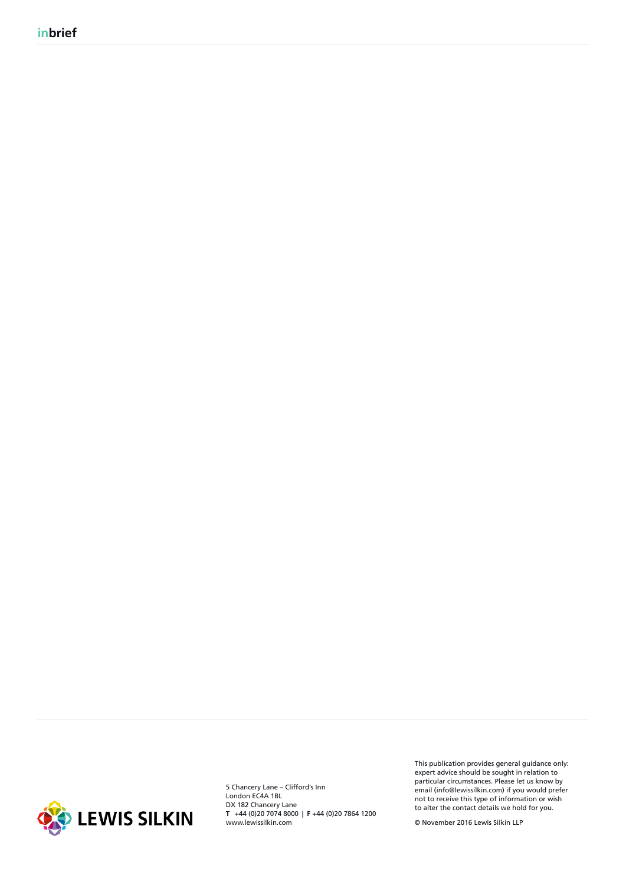LEWIS SILKIN

5 Chancery Lane – Clifford's Inn
London EC4A 1BL
DX 182 Chancery Lane
**T** +44 (0)20 7074 8000 | **F** +44 (0)20 7864 1200
www.lewissilkin.com

This publication provides general guidance only: expert advice should be sought in relation to particular circumstances. Please let us know by email (info@lewissilkin.com) if you would prefer not to receive this type of information or wish to alter the contact details we hold for you.

© November 2016 Lewis Silkin LLP